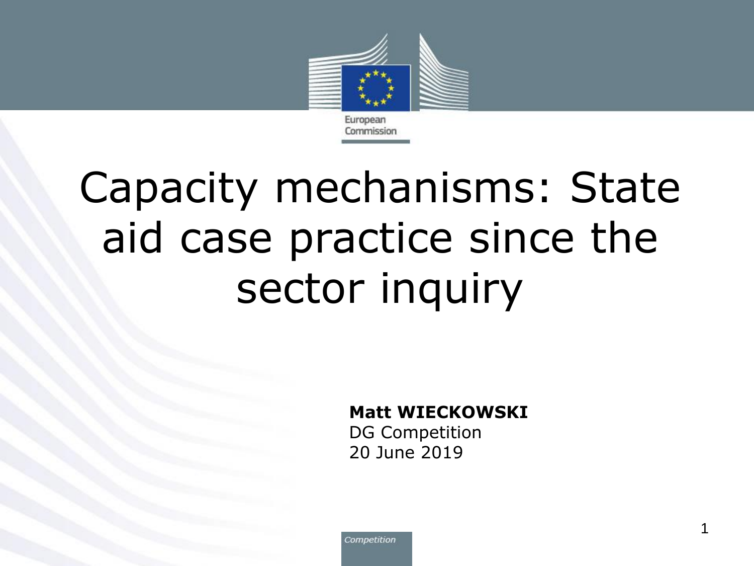European Commission

# Capacity mechanisms: State aid case practice since the sector inquiry

**Matt WIECKOWSKI**
DG Competition
20 June 2019

*Competition*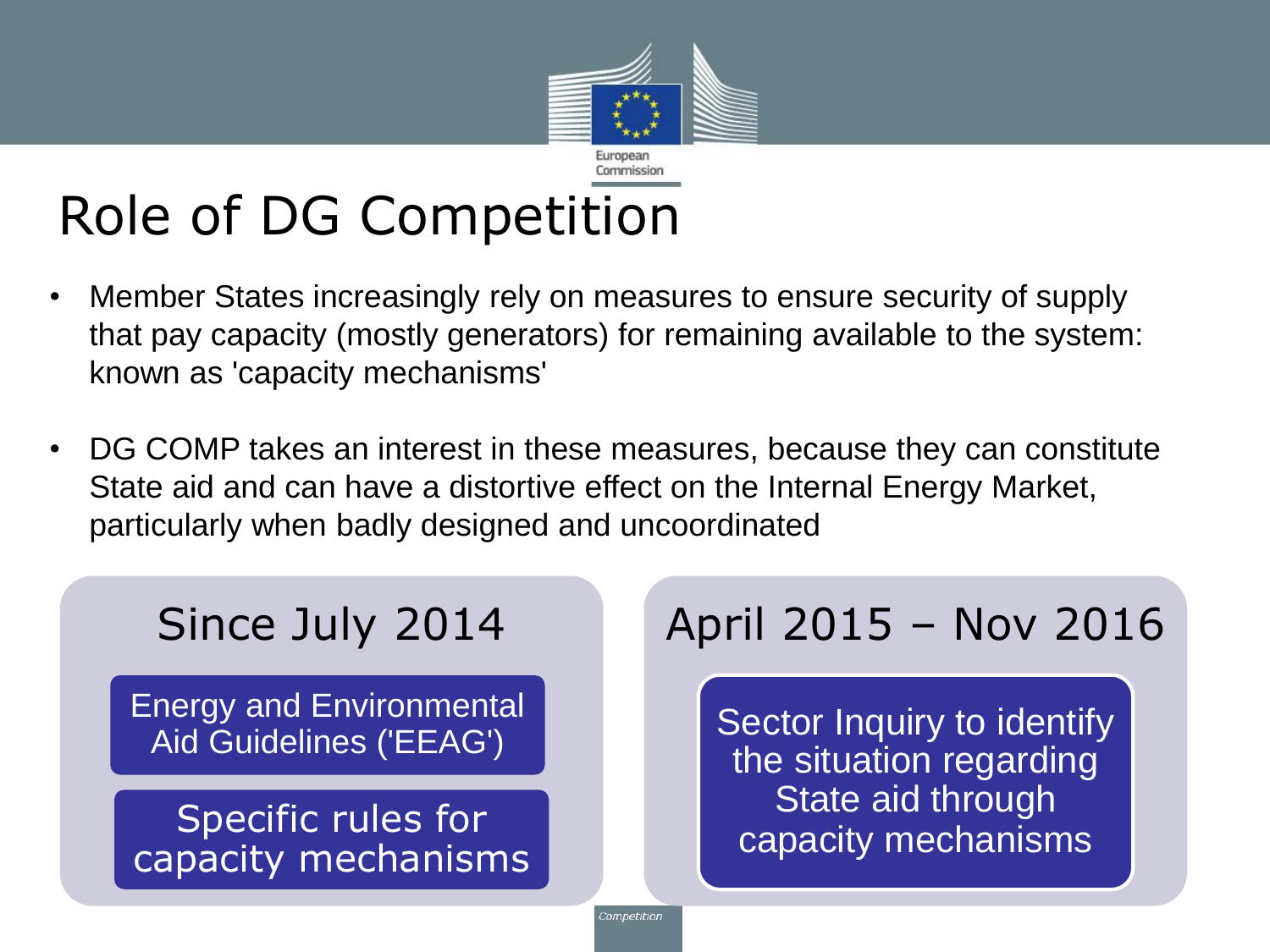# Role of DG Competition

- Member States increasingly rely on measures to ensure security of supply that pay capacity (mostly generators) for remaining available to the system: known as 'capacity mechanisms'

- DG COMP takes an interest in these measures, because they can constitute State aid and can have a distortive effect on the Internal Energy Market, particularly when badly designed and uncoordinated

## Since July 2014

Energy and Environmental Aid Guidelines ('EEAG')

Specific rules for capacity mechanisms

## April 2015 – Nov 2016

Sector Inquiry to identify the situation regarding State aid through capacity mechanisms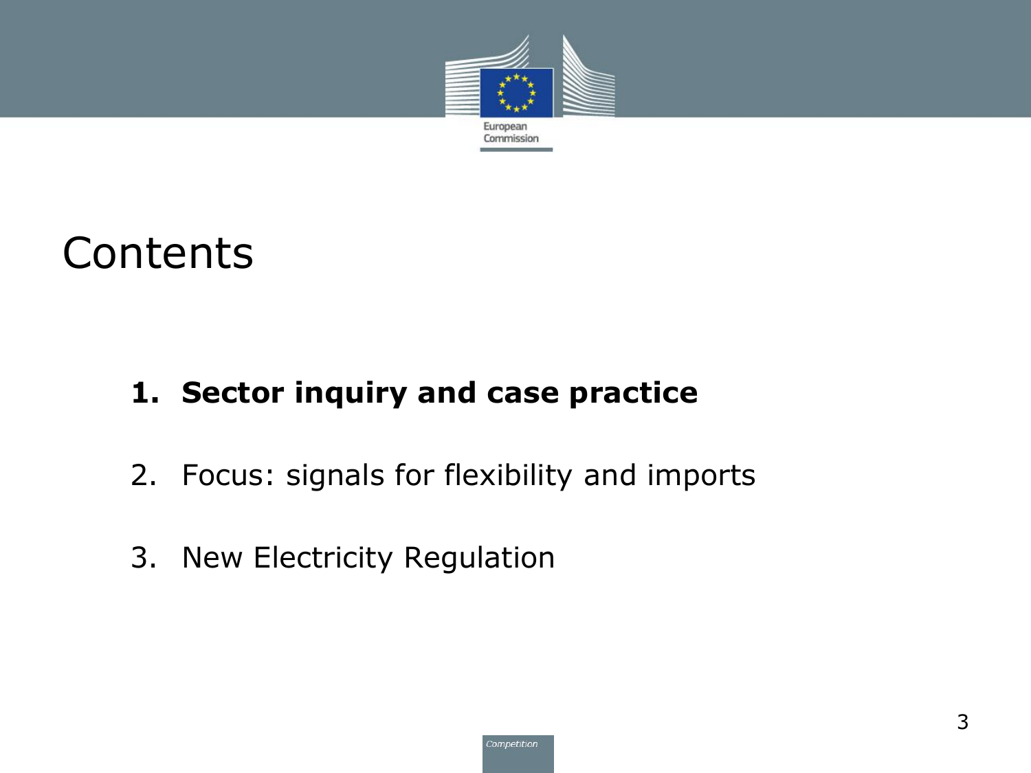# Contents

1. **Sector inquiry and case practice**
2. Focus: signals for flexibility and imports
3. New Electricity Regulation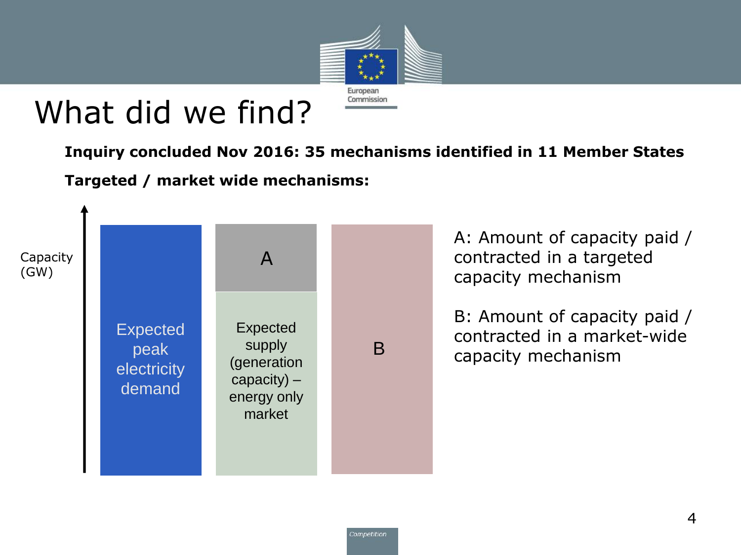# What did we find?

**Inquiry concluded Nov 2016: 35 mechanisms identified in 11 Member States**

**Targeted / market wide mechanisms:**

Capacity (GW)

Expected peak electricity demand

A

Expected supply (generation capacity) – energy only market

B

A: Amount of capacity paid / contracted in a targeted capacity mechanism

B: Amount of capacity paid / contracted in a market-wide capacity mechanism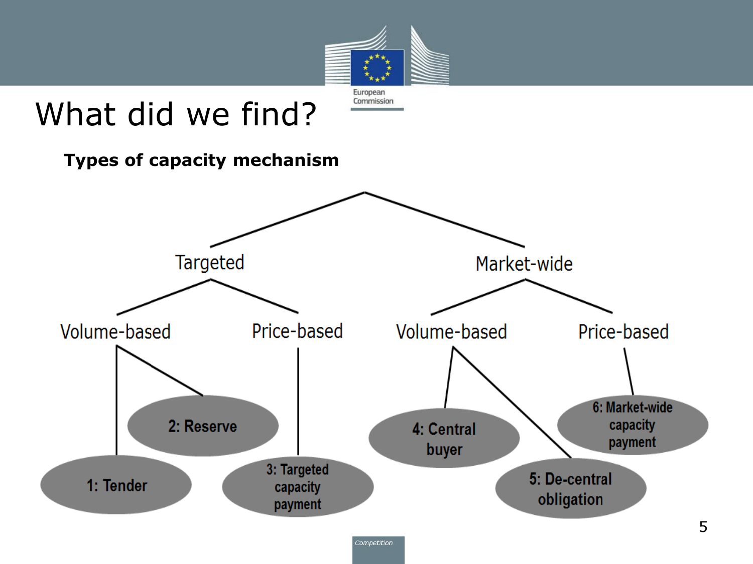# What did we find?

**Types of capacity mechanism**

- Targeted
  - Volume-based
    - 1: Tender
    - 2: Reserve
  - Price-based
    - 3: Targeted capacity payment
- Market-wide
  - Volume-based
    - 4: Central buyer
    - 5: De-central obligation
  - Price-based
    - 6: Market-wide capacity payment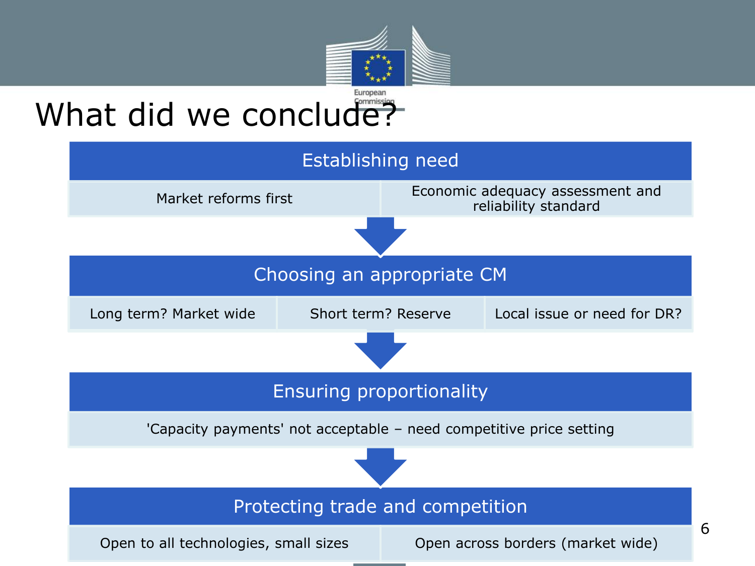# What did we conclude?

## Establishing need

- Market reforms first
- Economic adequacy assessment and reliability standard

## Choosing an appropriate CM

- Long term? Market wide
- Short term? Reserve
- Local issue or need for DR?

## Ensuring proportionality

- 'Capacity payments' not acceptable – need competitive price setting

## Protecting trade and competition

- Open to all technologies, small sizes
- Open across borders (market wide)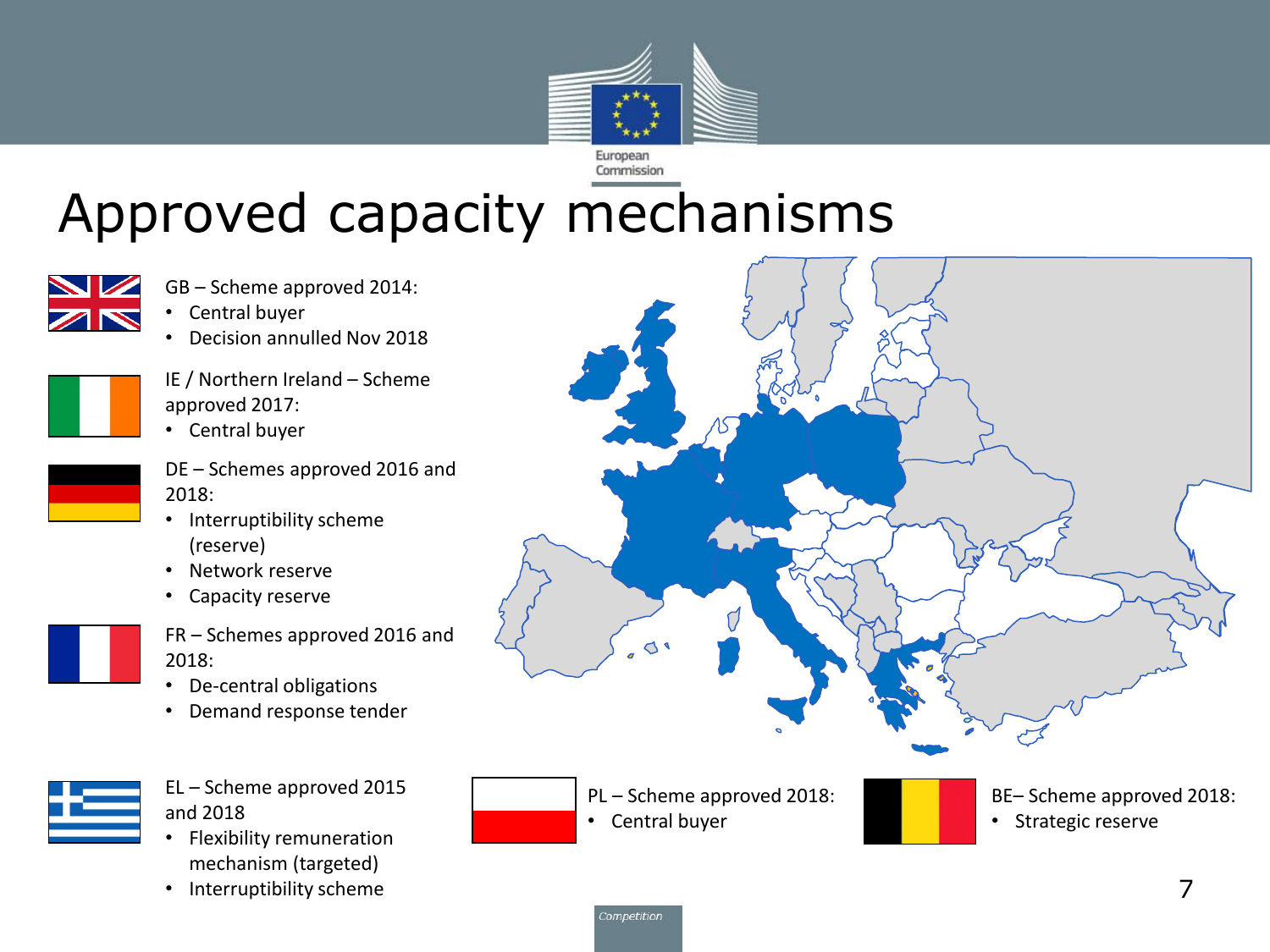# Approved capacity mechanisms

GB – Scheme approved 2014:

- Central buyer
- Decision annulled Nov 2018

IE / Northern Ireland – Scheme approved 2017:

- Central buyer

DE – Schemes approved 2016 and 2018:

- Interruptibility scheme (reserve)
- Network reserve
- Capacity reserve

FR – Schemes approved 2016 and 2018:

- De-central obligations
- Demand response tender

EL – Scheme approved 2015 and 2018

- Flexibility remuneration mechanism (targeted)
- Interruptibility scheme

PL – Scheme approved 2018:

- Central buyer

BE– Scheme approved 2018:

- Strategic reserve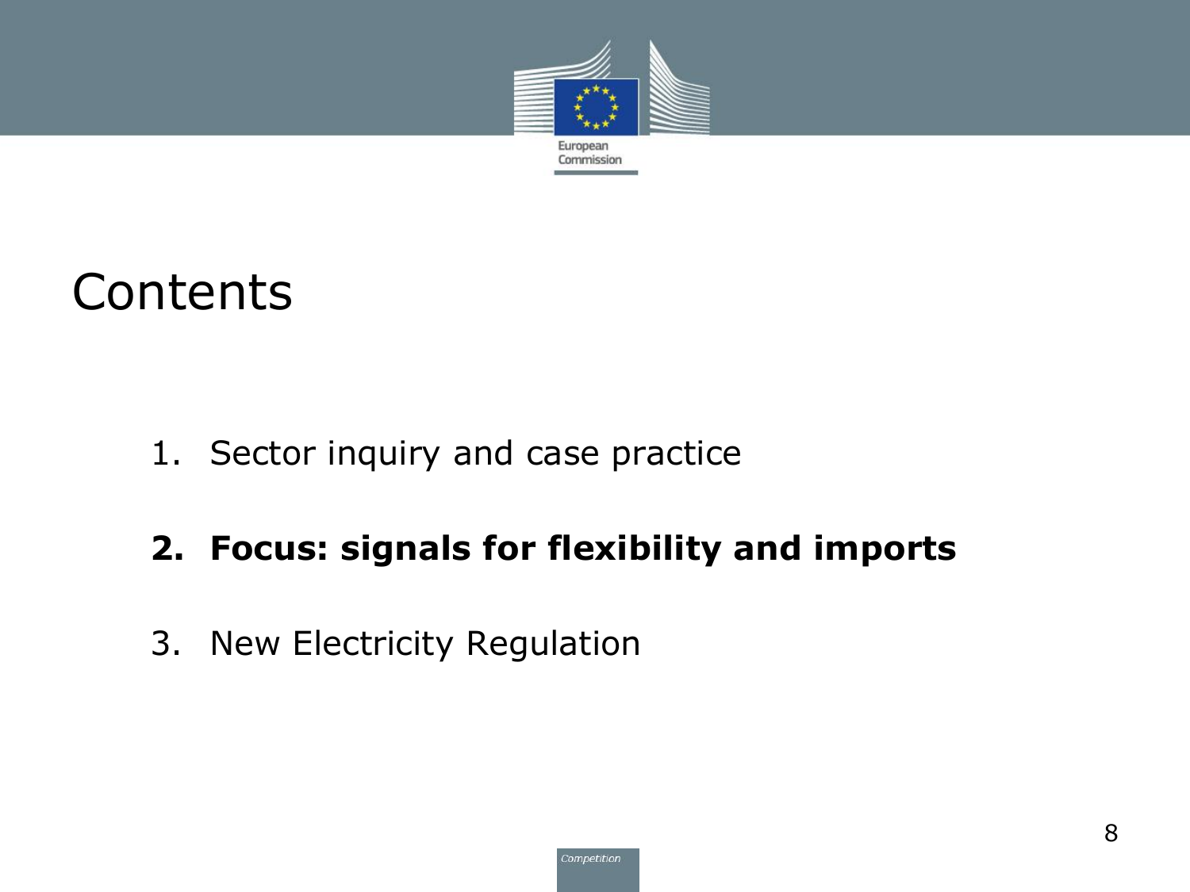# Contents

1. Sector inquiry and case practice
2. **Focus: signals for flexibility and imports**
3. New Electricity Regulation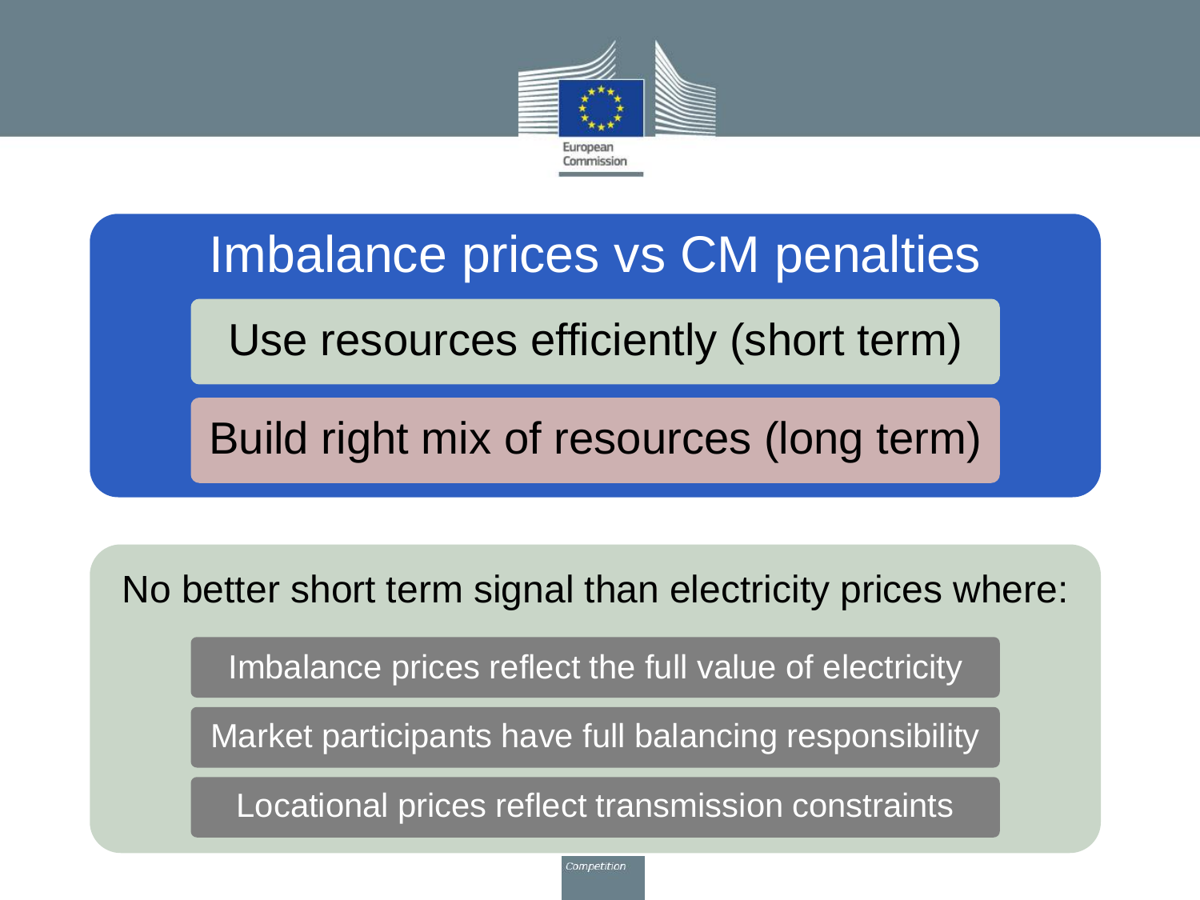# Imbalance prices vs CM penalties

Use resources efficiently (short term)

Build right mix of resources (long term)

No better short term signal than electricity prices where:

- Imbalance prices reflect the full value of electricity
- Market participants have full balancing responsibility
- Locational prices reflect transmission constraints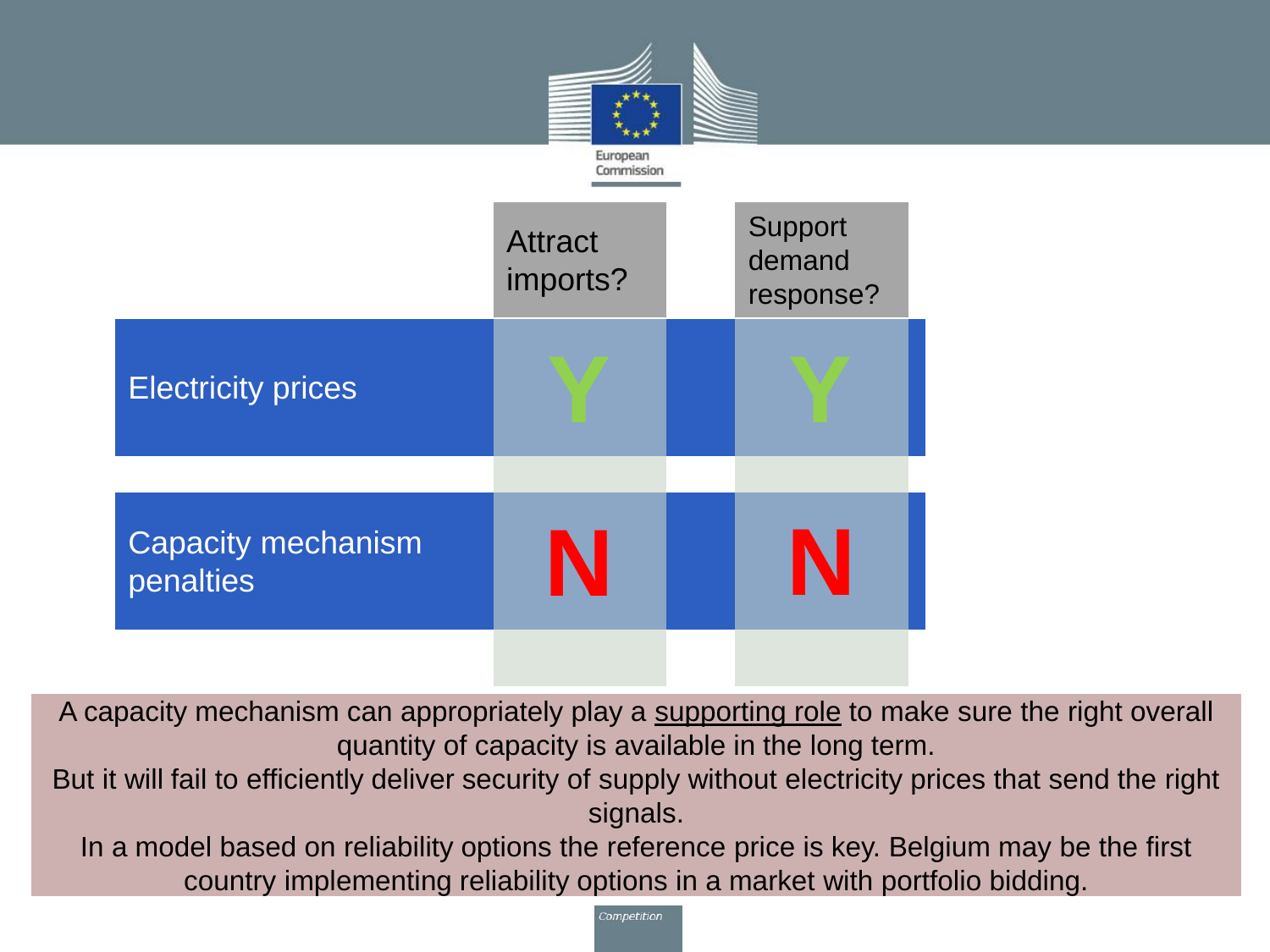| | Attract imports? | Support demand response? |
| --- | --- | --- |
| Electricity prices | Y | Y |
| Capacity mechanism penalties | N | N |

A capacity mechanism can appropriately play a supporting role to make sure the right overall quantity of capacity is available in the long term.
But it will fail to efficiently deliver security of supply without electricity prices that send the right signals.
In a model based on reliability options the reference price is key. Belgium may be the first country implementing reliability options in a market with portfolio bidding.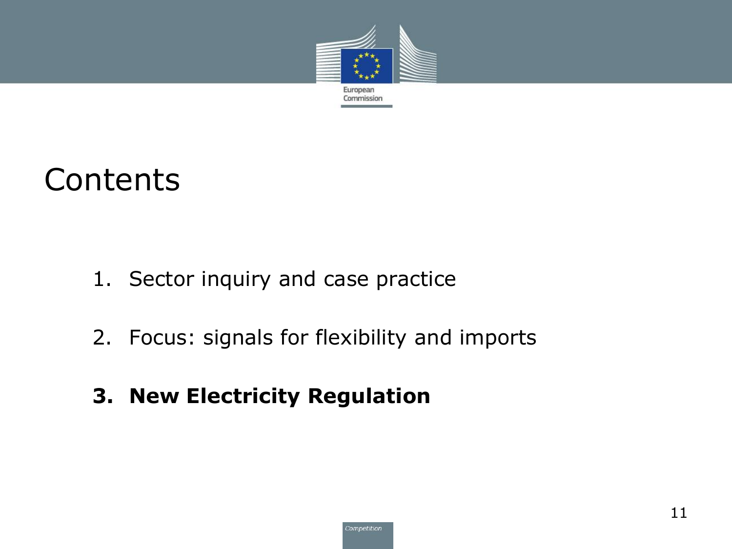# Contents

1. Sector inquiry and case practice
2. Focus: signals for flexibility and imports
3. **New Electricity Regulation**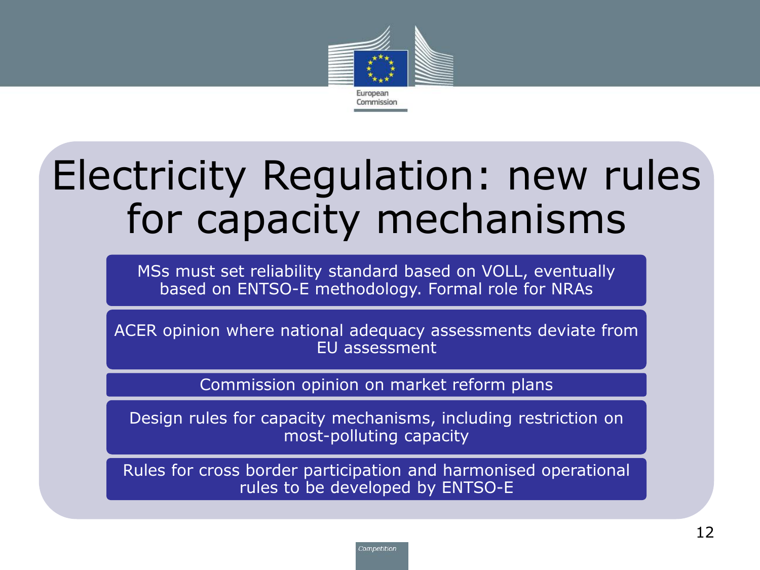# Electricity Regulation: new rules for capacity mechanisms

- MSs must set reliability standard based on VOLL, eventually based on ENTSO-E methodology. Formal role for NRAs
- ACER opinion where national adequacy assessments deviate from EU assessment
- Commission opinion on market reform plans
- Design rules for capacity mechanisms, including restriction on most-polluting capacity
- Rules for cross border participation and harmonised operational rules to be developed by ENTSO-E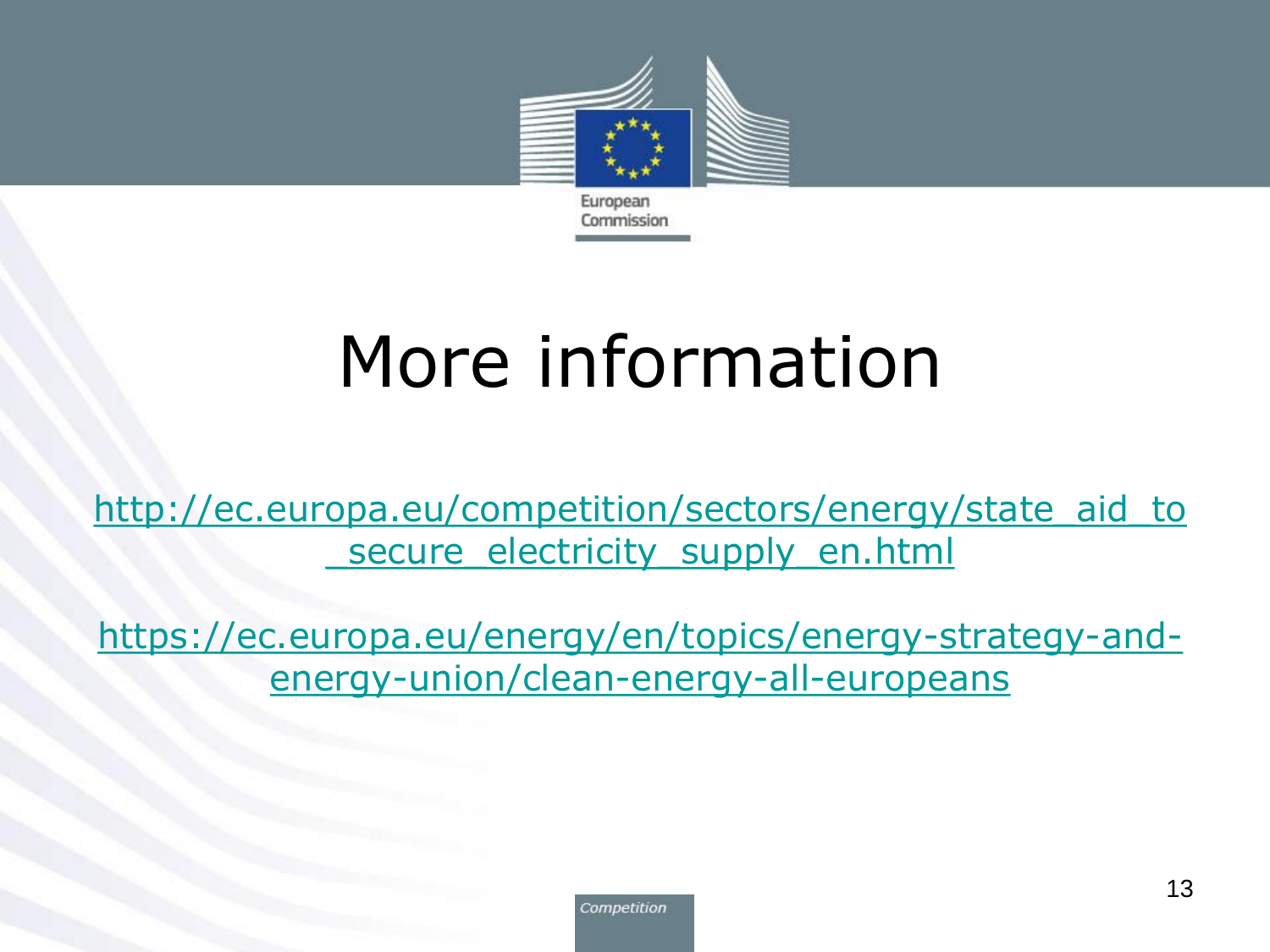# More information

http://ec.europa.eu/competition/sectors/energy/state_aid_to_secure_electricity_supply_en.html

https://ec.europa.eu/energy/en/topics/energy-strategy-and-energy-union/clean-energy-all-europeans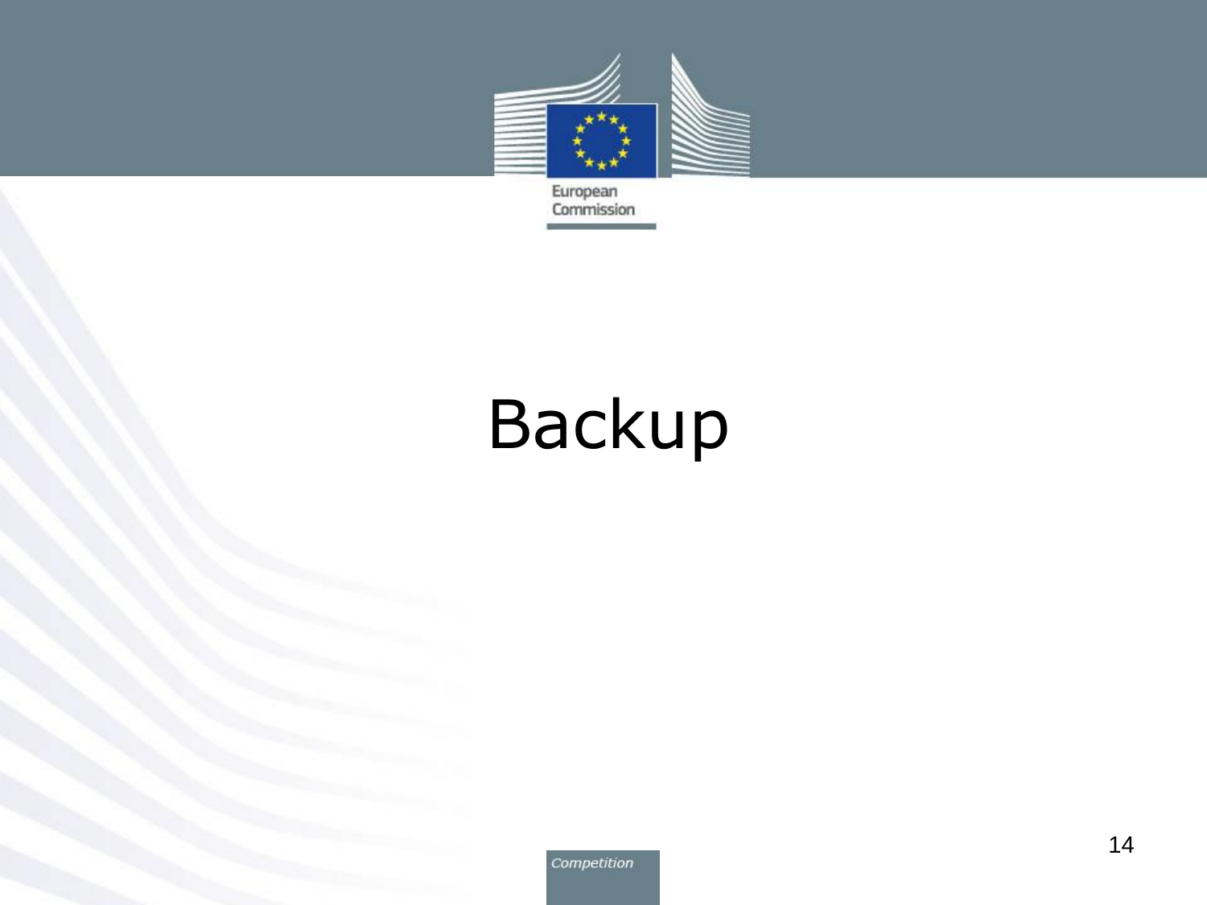# Backup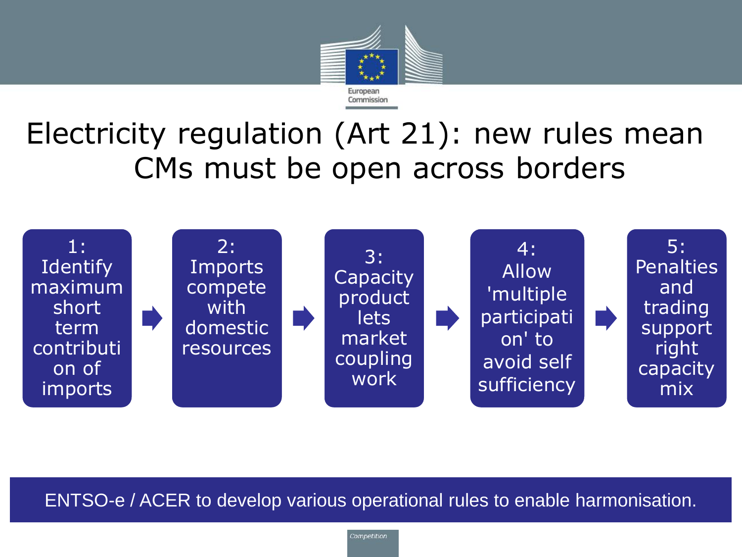# Electricity regulation (Art 21): new rules mean CMs must be open across borders

1: Identify maximum short term contribution of imports

2: Imports compete with domestic resources

3: Capacity product lets market coupling work

4: Allow 'multiple participation' to avoid self sufficiency

5: Penalties and trading support right capacity mix

ENTSO-e / ACER to develop various operational rules to enable harmonisation.